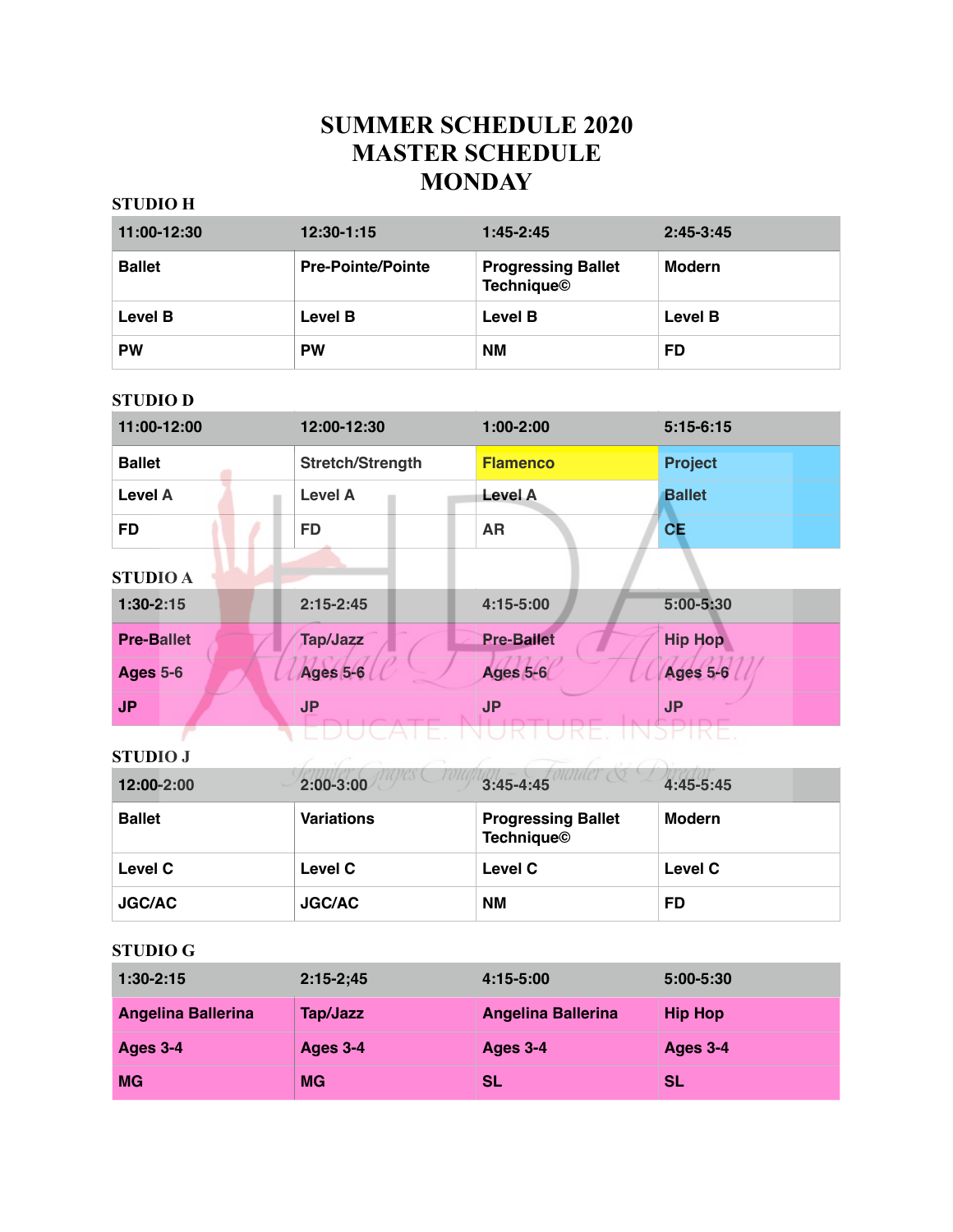# SUMMER SCHEDULE 2020
# MASTER SCHEDULE
# MONDAY

### STUDIO H

| 11:00-12:30 | 12:30-1:15 | 1:45-2:45 | 2:45-3:45 |
|---|---|---|---|
| Ballet | Pre-Pointe/Pointe | Progressing Ballet Technique© | Modern |
| Level B | Level B | Level B | Level B |
| PW | PW | NM | FD |

### STUDIO D

| 11:00-12:00 | 12:00-12:30 | 1:00-2:00 | 5:15-6:15 |
|---|---|---|---|
| Ballet | Stretch/Strength | Flamenco | Project |
| Level A | Level A | Level A | Ballet |
| FD | FD | AR | CE |

### STUDIO A

| 1:30-2:15 | 2:15-2:45 | 4:15-5:00 | 5:00-5:30 |
|---|---|---|---|
| Pre-Ballet | Tap/Jazz | Pre-Ballet | Hip Hop |
| Ages 5-6 | Ages 5-6 | Ages 5-6 | Ages 5-6 |
| JP | JP | JP | JP |

### STUDIO J

| 12:00-2:00 | 2:00-3:00 | 3:45-4:45 | 4:45-5:45 |
|---|---|---|---|
| Ballet | Variations | Progressing Ballet Technique© | Modern |
| Level C | Level C | Level C | Level C |
| JGC/AC | JGC/AC | NM | FD |

### STUDIO G

| 1:30-2:15 | 2:15-2;45 | 4:15-5:00 | 5:00-5:30 |
|---|---|---|---|
| Angelina Ballerina | Tap/Jazz | Angelina Ballerina | Hip Hop |
| Ages 3-4 | Ages 3-4 | Ages 3-4 | Ages 3-4 |
| MG | MG | SL | SL |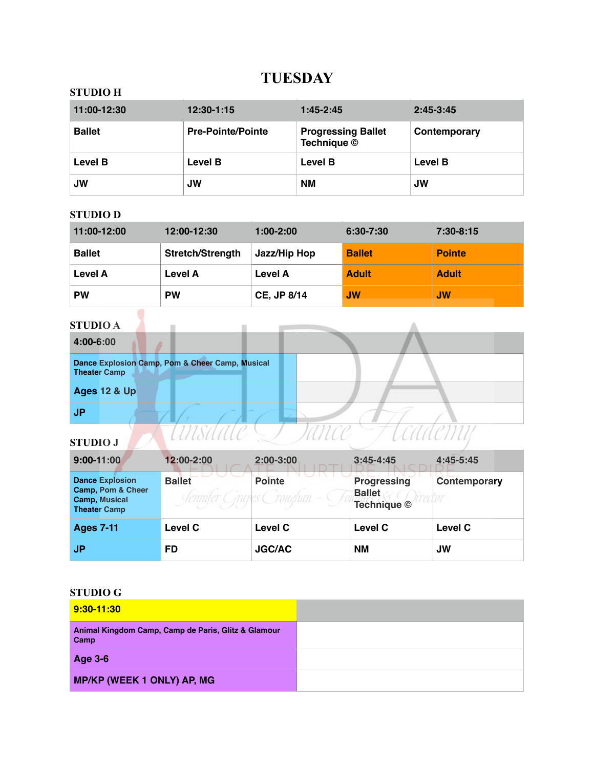# TUESDAY

### STUDIO H

| 11:00-12:30 | 12:30-1:15 | 1:45-2:45 | 2:45-3:45 |
|---|---|---|---|
| Ballet | Pre-Pointe/Pointe | Progressing Ballet Technique © | Contemporary |
| Level B | Level B | Level B | Level B |
| JW | JW | NM | JW |

### STUDIO D

| 11:00-12:00 | 12:00-12:30 | 1:00-2:00 | 6:30-7:30 | 7:30-8:15 |
|---|---|---|---|---|
| Ballet | Stretch/Strength | Jazz/Hip Hop | Ballet | Pointe |
| Level A | Level A | Level A | Adult | Adult |
| PW | PW | CE, JP 8/14 | JW | JW |

### STUDIO A

| 4:00-6:00 | |
|---|---|
| Dance Explosion Camp, Pom & Cheer Camp, Musical Theater Camp | |
| Ages 12 & Up | |
| JP | |

### STUDIO J

| 9:00-11:00 | 12:00-2:00 | 2:00-3:00 | 3:45-4:45 | 4:45-5:45 |
|---|---|---|---|---|
| Dance Explosion Camp, Pom & Cheer Camp, Musical Theater Camp | Ballet | Pointe | Progressing Ballet Technique © | Contemporary |
| Ages 7-11 | Level C | Level C | Level C | Level C |
| JP | FD | JGC/AC | NM | JW |

### STUDIO G

| 9:30-11:30 | |
|---|---|
| Animal Kingdom Camp, Camp de Paris, Glitz & Glamour Camp | |
| Age 3-6 | |
| MP/KP (WEEK 1 ONLY) AP, MG | |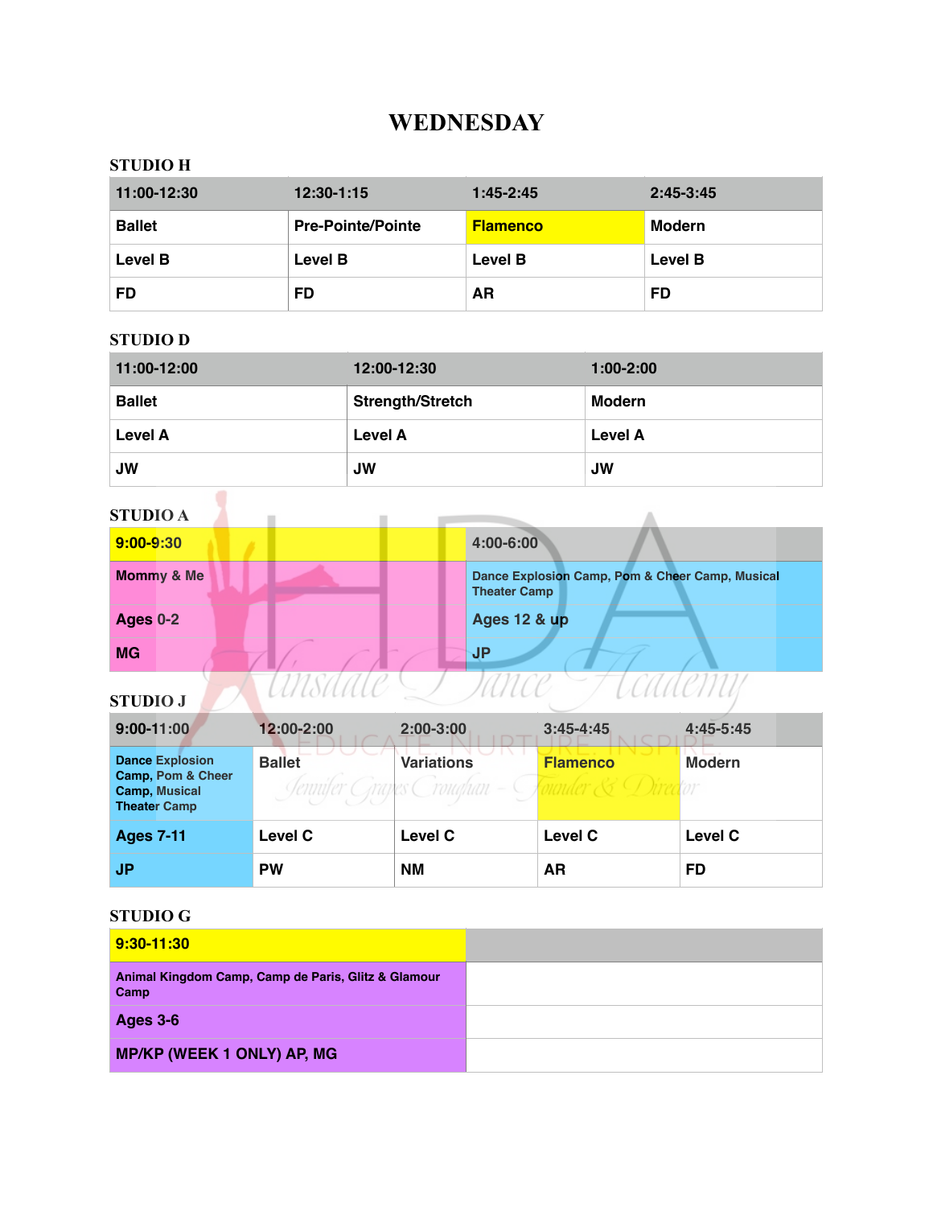# WEDNESDAY

## STUDIO H

| 11:00-12:30 | 12:30-1:15 | 1:45-2:45 | 2:45-3:45 |
|---|---|---|---|
| Ballet | Pre-Pointe/Pointe | Flamenco | Modern |
| Level B | Level B | Level B | Level B |
| FD | FD | AR | FD |

## STUDIO D

| 11:00-12:00 | 12:00-12:30 | 1:00-2:00 |
|---|---|---|
| Ballet | Strength/Stretch | Modern |
| Level A | Level A | Level A |
| JW | JW | JW |

## STUDIO A

| 9:00-9:30 | 4:00-6:00 |
|---|---|
| Mommy & Me | Dance Explosion Camp, Pom & Cheer Camp, Musical Theater Camp |
| Ages 0-2 | Ages 12 & up |
| MG | JP |

## STUDIO J

| 9:00-11:00 | 12:00-2:00 | 2:00-3:00 | 3:45-4:45 | 4:45-5:45 |
|---|---|---|---|---|
| Dance Explosion Camp, Pom & Cheer Camp, Musical Theater Camp | Ballet | Variations | Flamenco | Modern |
| Ages 7-11 | Level C | Level C | Level C | Level C |
| JP | PW | NM | AR | FD |

## STUDIO G

| 9:30-11:30 | |
|---|---|
| Animal Kingdom Camp, Camp de Paris, Glitz & Glamour Camp | |
| Ages 3-6 | |
| MP/KP (WEEK 1 ONLY) AP, MG | |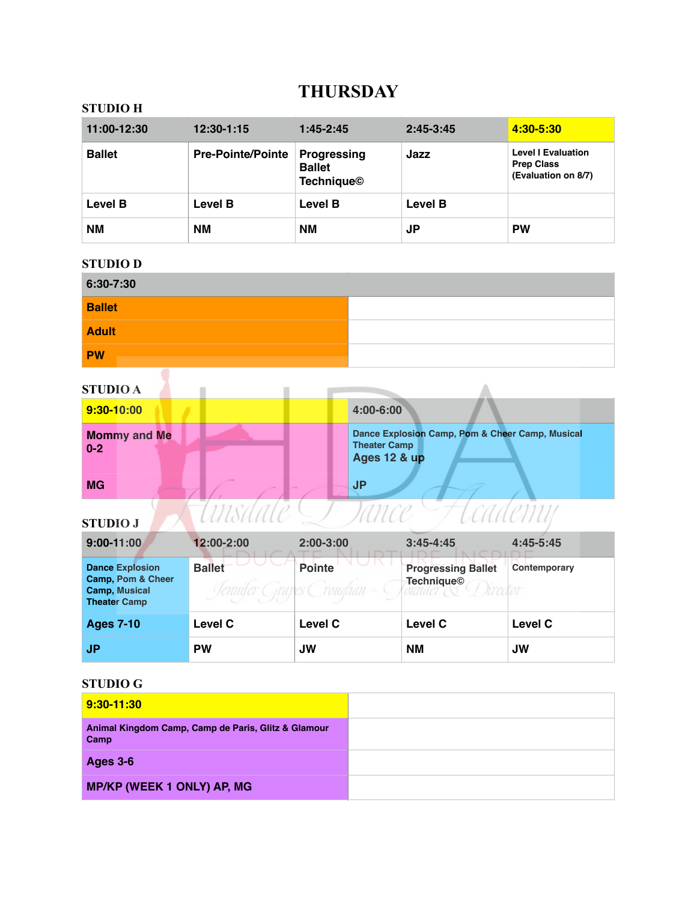# THURSDAY

### STUDIO H

| 11:00-12:30 | 12:30-1:15 | 1:45-2:45 | 2:45-3:45 | 4:30-5:30 |
|---|---|---|---|---|
| Ballet | Pre-Pointe/Pointe | Progressing Ballet Technique© | Jazz | Level I Evaluation Prep Class (Evaluation on 8/7) |
| Level B | Level B | Level B | Level B | |
| NM | NM | NM | JP | PW |

### STUDIO D

| 6:30-7:30 | |
|---|---|
| Ballet | |
| Adult | |
| PW | |

### STUDIO A

| 9:30-10:00 | 4:00-6:00 |
|---|---|
| Mommy and Me 0-2 | Dance Explosion Camp, Pom & Cheer Camp, Musical Theater Camp Ages 12 & up |
| MG | JP |

### STUDIO J

| 9:00-11:00 | 12:00-2:00 | 2:00-3:00 | 3:45-4:45 | 4:45-5:45 |
|---|---|---|---|---|
| Dance Explosion Camp, Pom & Cheer Camp, Musical Theater Camp | Ballet | Pointe | Progressing Ballet Technique© | Contemporary |
| Ages 7-10 | Level C | Level C | Level C | Level C |
| JP | PW | JW | NM | JW |

### STUDIO G

| 9:30-11:30 | |
|---|---|
| Animal Kingdom Camp, Camp de Paris, Glitz & Glamour Camp | |
| Ages 3-6 | |
| MP/KP (WEEK 1 ONLY) AP, MG | |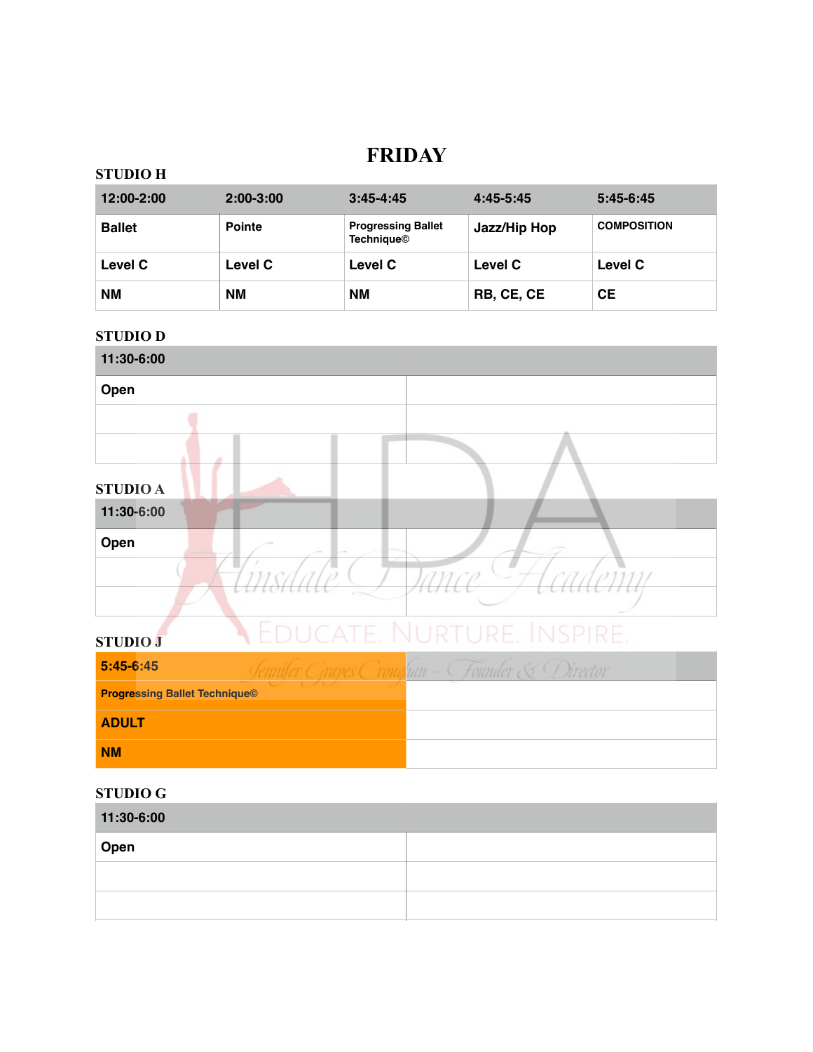# FRIDAY

### STUDIO H

| 12:00-2:00 | 2:00-3:00 | 3:45-4:45 | 4:45-5:45 | 5:45-6:45 |
|---|---|---|---|---|
| Ballet | Pointe | Progressing Ballet Technique© | Jazz/Hip Hop | COMPOSITION |
| Level C | Level C | Level C | Level C | Level C |
| NM | NM | NM | RB, CE, CE | CE |

### STUDIO D

| 11:30-6:00 | |
|---|---|
| Open | |
| | |
| | |

### STUDIO A

| 11:30-6:00 | |
|---|---|
| Open | |
| | |
| | |

### STUDIO J

| 5:45-6:45 | |
|---|---|
| Progressing Ballet Technique© | |
| ADULT | |
| NM | |

### STUDIO G

| 11:30-6:00 | |
|---|---|
| Open | |
| | |
| | |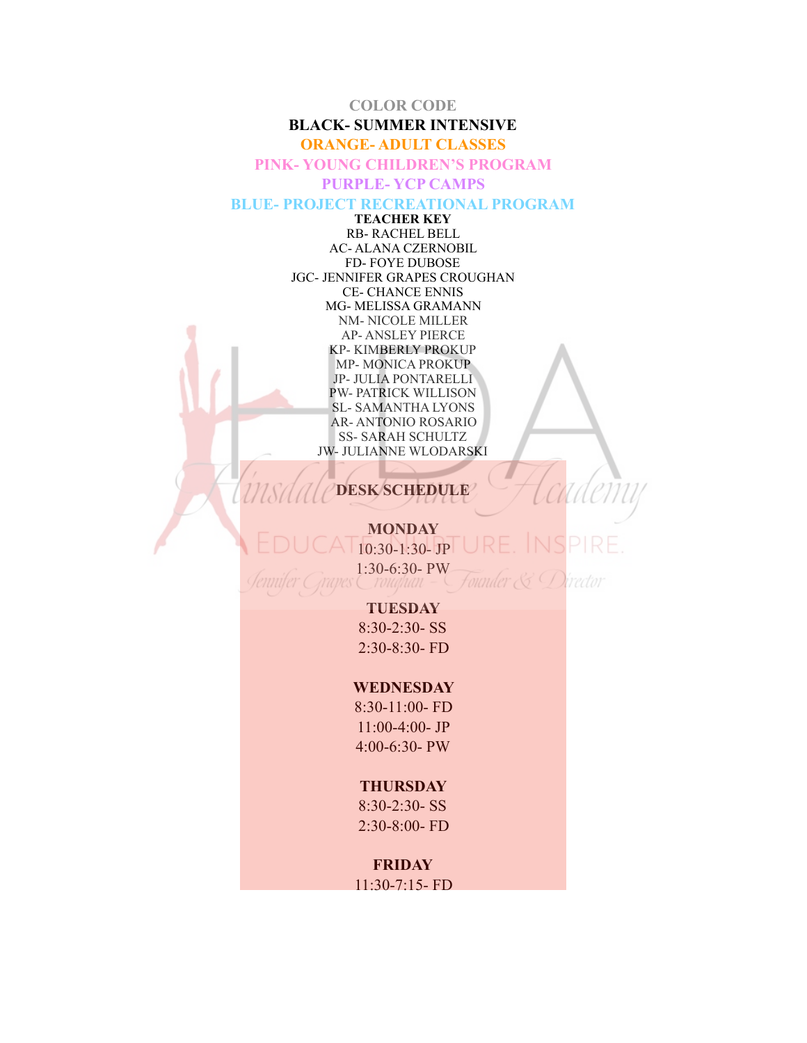**COLOR CODE**

**BLACK- SUMMER INTENSIVE**

**ORANGE- ADULT CLASSES**

**PINK- YOUNG CHILDREN'S PROGRAM**

**PURPLE- YCP CAMPS**

**BLUE- PROJECT RECREATIONAL PROGRAM**

**TEACHER KEY**

RB- RACHEL BELL
AC- ALANA CZERNOBIL
FD- FOYE DUBOSE
JGC- JENNIFER GRAPES CROUGHAN
CE- CHANCE ENNIS
MG- MELISSA GRAMANN
NM- NICOLE MILLER
AP- ANSLEY PIERCE
KP- KIMBERLY PROKUP
MP- MONICA PROKUP
JP- JULIA PONTARELLI
PW- PATRICK WILLISON
SL- SAMANTHA LYONS
AR- ANTONIO ROSARIO
SS- SARAH SCHULTZ
JW- JULIANNE WLODARSKI

## DESK SCHEDULE

**MONDAY**
10:30-1:30- JP
1:30-6:30- PW

**TUESDAY**
8:30-2:30- SS
2:30-8:30- FD

**WEDNESDAY**
8:30-11:00- FD
11:00-4:00- JP
4:00-6:30- PW

**THURSDAY**
8:30-2:30- SS
2:30-8:00- FD

**FRIDAY**
11:30-7:15- FD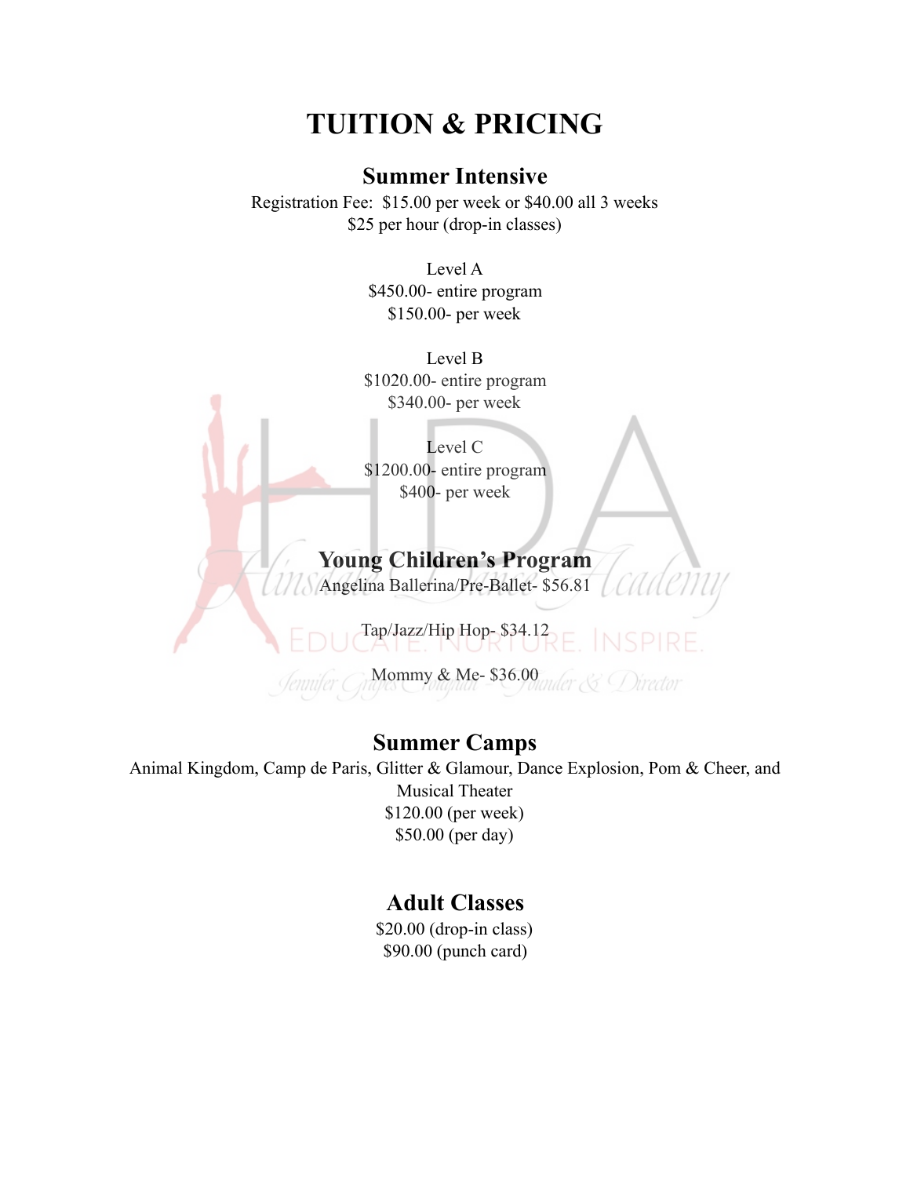# TUITION & PRICING

## Summer Intensive

Registration Fee: $15.00 per week or $40.00 all 3 weeks
$25 per hour (drop-in classes)

Level A
$450.00- entire program
$150.00- per week

Level B
$1020.00- entire program
$340.00- per week

Level C
$1200.00- entire program
$400- per week

## Young Children's Program

Angelina Ballerina/Pre-Ballet- $56.81

Tap/Jazz/Hip Hop- $34.12

Mommy & Me- $36.00

## Summer Camps

Animal Kingdom, Camp de Paris, Glitter & Glamour, Dance Explosion, Pom & Cheer, and Musical Theater
$120.00 (per week)
$50.00 (per day)

## Adult Classes

$20.00 (drop-in class)
$90.00 (punch card)